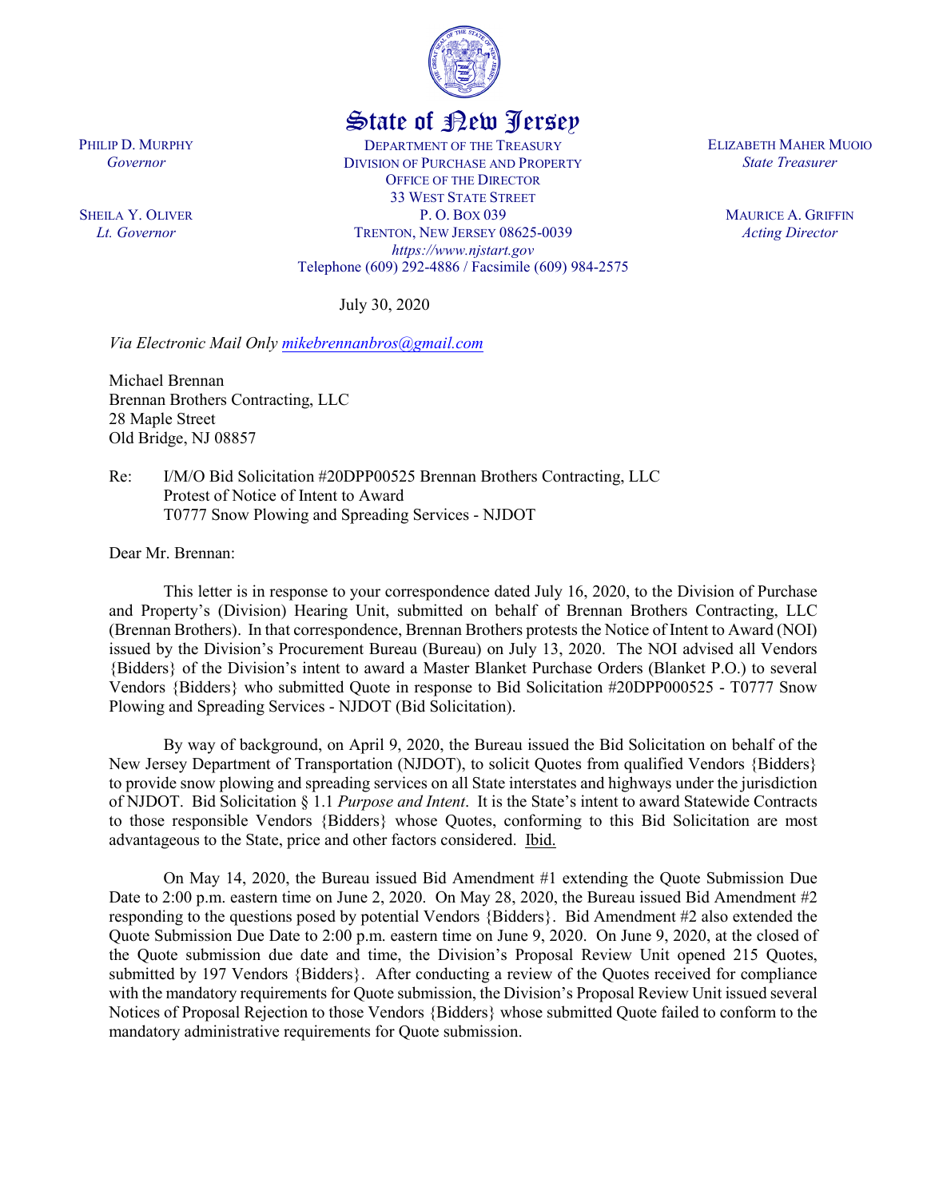State of New Jersey

PHILIP D. MURPHY
*Governor*

SHEILA Y. OLIVER
*Lt. Governor*

DEPARTMENT OF THE TREASURY
DIVISION OF PURCHASE AND PROPERTY
OFFICE OF THE DIRECTOR
33 WEST STATE STREET
P. O. BOX 039
TRENTON, NEW JERSEY 08625-0039
*https://www.njstart.gov*
Telephone (609) 292-4886 / Facsimile (609) 984-2575

ELIZABETH MAHER MUOIO
*State Treasurer*

MAURICE A. GRIFFIN
*Acting Director*

July 30, 2020

*Via Electronic Mail Only mikebrennanbros@gmail.com*

Michael Brennan
Brennan Brothers Contracting, LLC
28 Maple Street
Old Bridge, NJ 08857

Re: I/M/O Bid Solicitation #20DPP00525 Brennan Brothers Contracting, LLC
Protest of Notice of Intent to Award
T0777 Snow Plowing and Spreading Services - NJDOT

Dear Mr. Brennan:

This letter is in response to your correspondence dated July 16, 2020, to the Division of Purchase and Property's (Division) Hearing Unit, submitted on behalf of Brennan Brothers Contracting, LLC (Brennan Brothers). In that correspondence, Brennan Brothers protests the Notice of Intent to Award (NOI) issued by the Division's Procurement Bureau (Bureau) on July 13, 2020. The NOI advised all Vendors {Bidders} of the Division's intent to award a Master Blanket Purchase Orders (Blanket P.O.) to several Vendors {Bidders} who submitted Quote in response to Bid Solicitation #20DPP000525 - T0777 Snow Plowing and Spreading Services - NJDOT (Bid Solicitation).

By way of background, on April 9, 2020, the Bureau issued the Bid Solicitation on behalf of the New Jersey Department of Transportation (NJDOT), to solicit Quotes from qualified Vendors {Bidders} to provide snow plowing and spreading services on all State interstates and highways under the jurisdiction of NJDOT. Bid Solicitation § 1.1 *Purpose and Intent*. It is the State's intent to award Statewide Contracts to those responsible Vendors {Bidders} whose Quotes, conforming to this Bid Solicitation are most advantageous to the State, price and other factors considered. Ibid.

On May 14, 2020, the Bureau issued Bid Amendment #1 extending the Quote Submission Due Date to 2:00 p.m. eastern time on June 2, 2020. On May 28, 2020, the Bureau issued Bid Amendment #2 responding to the questions posed by potential Vendors {Bidders}. Bid Amendment #2 also extended the Quote Submission Due Date to 2:00 p.m. eastern time on June 9, 2020. On June 9, 2020, at the closed of the Quote submission due date and time, the Division's Proposal Review Unit opened 215 Quotes, submitted by 197 Vendors {Bidders}. After conducting a review of the Quotes received for compliance with the mandatory requirements for Quote submission, the Division's Proposal Review Unit issued several Notices of Proposal Rejection to those Vendors {Bidders} whose submitted Quote failed to conform to the mandatory administrative requirements for Quote submission.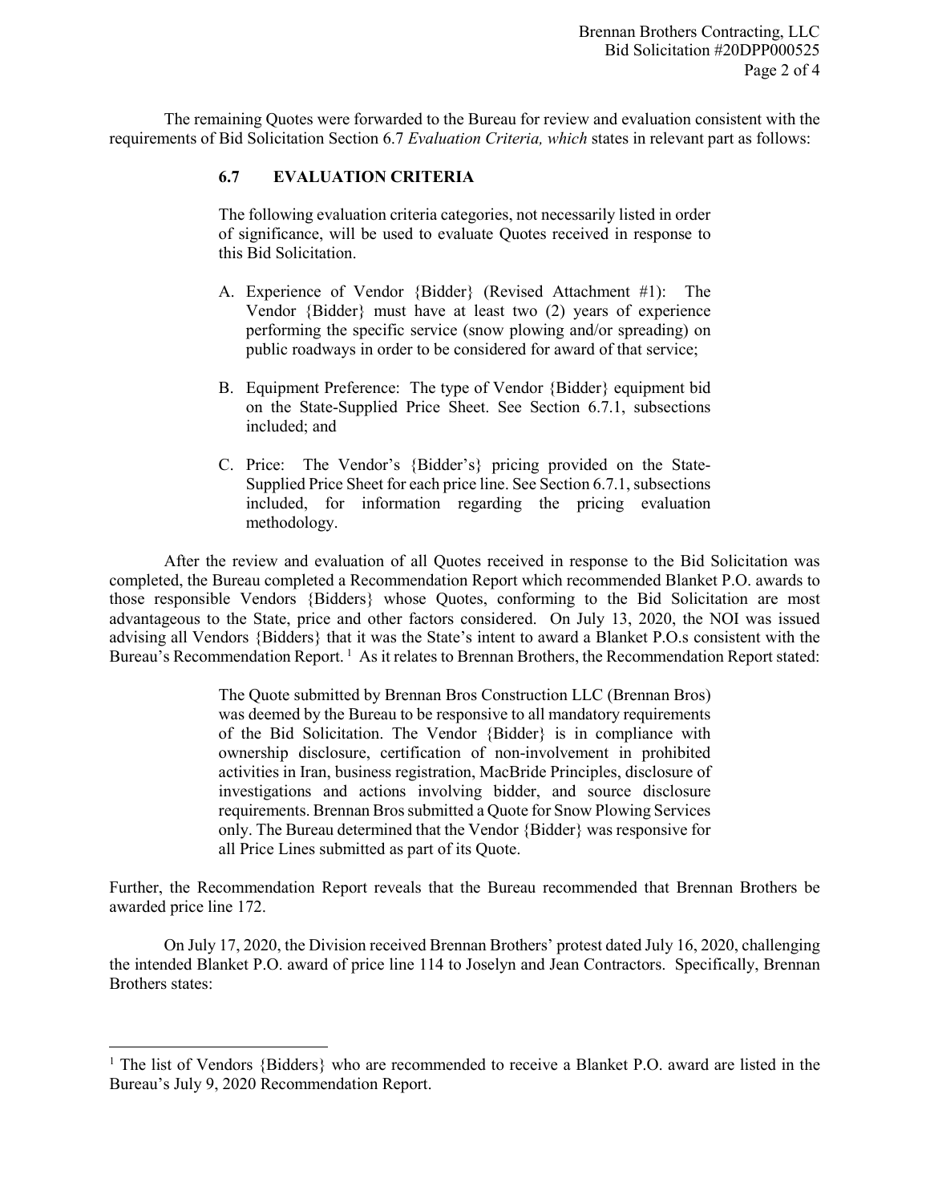The remaining Quotes were forwarded to the Bureau for review and evaluation consistent with the requirements of Bid Solicitation Section 6.7 *Evaluation Criteria, which* states in relevant part as follows:

> **6.7 EVALUATION CRITERIA**
>
> The following evaluation criteria categories, not necessarily listed in order of significance, will be used to evaluate Quotes received in response to this Bid Solicitation.
>
> A. Experience of Vendor {Bidder} (Revised Attachment #1): The Vendor {Bidder} must have at least two (2) years of experience performing the specific service (snow plowing and/or spreading) on public roadways in order to be considered for award of that service;
>
> B. Equipment Preference: The type of Vendor {Bidder} equipment bid on the State-Supplied Price Sheet. See Section 6.7.1, subsections included; and
>
> C. Price: The Vendor's {Bidder's} pricing provided on the State-Supplied Price Sheet for each price line. See Section 6.7.1, subsections included, for information regarding the pricing evaluation methodology.

After the review and evaluation of all Quotes received in response to the Bid Solicitation was completed, the Bureau completed a Recommendation Report which recommended Blanket P.O. awards to those responsible Vendors {Bidders} whose Quotes, conforming to the Bid Solicitation are most advantageous to the State, price and other factors considered. On July 13, 2020, the NOI was issued advising all Vendors {Bidders} that it was the State's intent to award a Blanket P.O.s consistent with the Bureau's Recommendation Report. [1] As it relates to Brennan Brothers, the Recommendation Report stated:

> The Quote submitted by Brennan Bros Construction LLC (Brennan Bros) was deemed by the Bureau to be responsive to all mandatory requirements of the Bid Solicitation. The Vendor {Bidder} is in compliance with ownership disclosure, certification of non-involvement in prohibited activities in Iran, business registration, MacBride Principles, disclosure of investigations and actions involving bidder, and source disclosure requirements. Brennan Bros submitted a Quote for Snow Plowing Services only. The Bureau determined that the Vendor {Bidder} was responsive for all Price Lines submitted as part of its Quote.

Further, the Recommendation Report reveals that the Bureau recommended that Brennan Brothers be awarded price line 172.

On July 17, 2020, the Division received Brennan Brothers' protest dated July 16, 2020, challenging the intended Blanket P.O. award of price line 114 to Joselyn and Jean Contractors. Specifically, Brennan Brothers states:

---

[1] The list of Vendors {Bidders} who are recommended to receive a Blanket P.O. award are listed in the Bureau's July 9, 2020 Recommendation Report.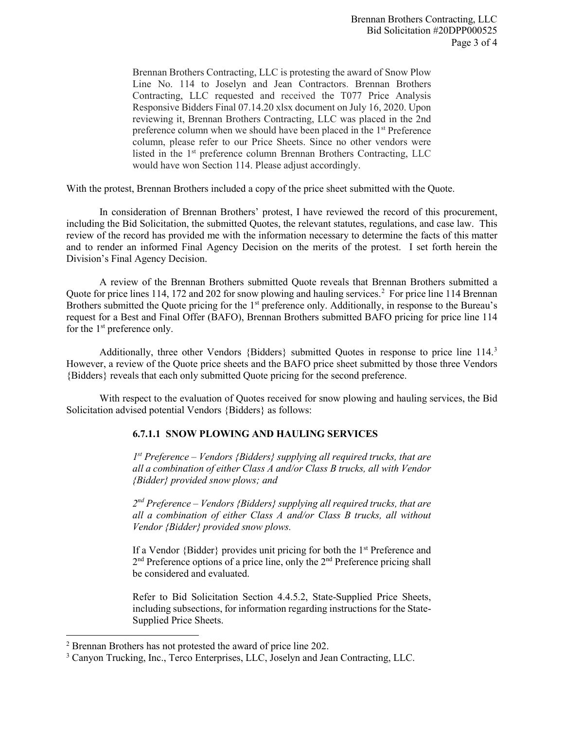> Brennan Brothers Contracting, LLC is protesting the award of Snow Plow Line No. 114 to Joselyn and Jean Contractors. Brennan Brothers Contracting, LLC requested and received the T077 Price Analysis Responsive Bidders Final 07.14.20 xlsx document on July 16, 2020. Upon reviewing it, Brennan Brothers Contracting, LLC was placed in the 2nd preference column when we should have been placed in the 1st Preference column, please refer to our Price Sheets. Since no other vendors were listed in the 1st preference column Brennan Brothers Contracting, LLC would have won Section 114. Please adjust accordingly.

With the protest, Brennan Brothers included a copy of the price sheet submitted with the Quote.

In consideration of Brennan Brothers' protest, I have reviewed the record of this procurement, including the Bid Solicitation, the submitted Quotes, the relevant statutes, regulations, and case law. This review of the record has provided me with the information necessary to determine the facts of this matter and to render an informed Final Agency Decision on the merits of the protest. I set forth herein the Division's Final Agency Decision.

A review of the Brennan Brothers submitted Quote reveals that Brennan Brothers submitted a Quote for price lines 114, 172 and 202 for snow plowing and hauling services.[2] For price line 114 Brennan Brothers submitted the Quote pricing for the 1st preference only. Additionally, in response to the Bureau's request for a Best and Final Offer (BAFO), Brennan Brothers submitted BAFO pricing for price line 114 for the 1st preference only.

Additionally, three other Vendors {Bidders} submitted Quotes in response to price line 114.[3] However, a review of the Quote price sheets and the BAFO price sheet submitted by those three Vendors {Bidders} reveals that each only submitted Quote pricing for the second preference.

With respect to the evaluation of Quotes received for snow plowing and hauling services, the Bid Solicitation advised potential Vendors {Bidders} as follows:

> **6.7.1.1 SNOW PLOWING AND HAULING SERVICES**
>
> *1st Preference – Vendors {Bidders} supplying all required trucks, that are all a combination of either Class A and/or Class B trucks, all with Vendor {Bidder} provided snow plows; and*
>
> *2nd Preference – Vendors {Bidders} supplying all required trucks, that are all a combination of either Class A and/or Class B trucks, all without Vendor {Bidder} provided snow plows.*
>
> If a Vendor {Bidder} provides unit pricing for both the 1st Preference and 2nd Preference options of a price line, only the 2nd Preference pricing shall be considered and evaluated.
>
> Refer to Bid Solicitation Section 4.4.5.2, State-Supplied Price Sheets, including subsections, for information regarding instructions for the State-Supplied Price Sheets.

---

[2] Brennan Brothers has not protested the award of price line 202.

[3] Canyon Trucking, Inc., Terco Enterprises, LLC, Joselyn and Jean Contracting, LLC.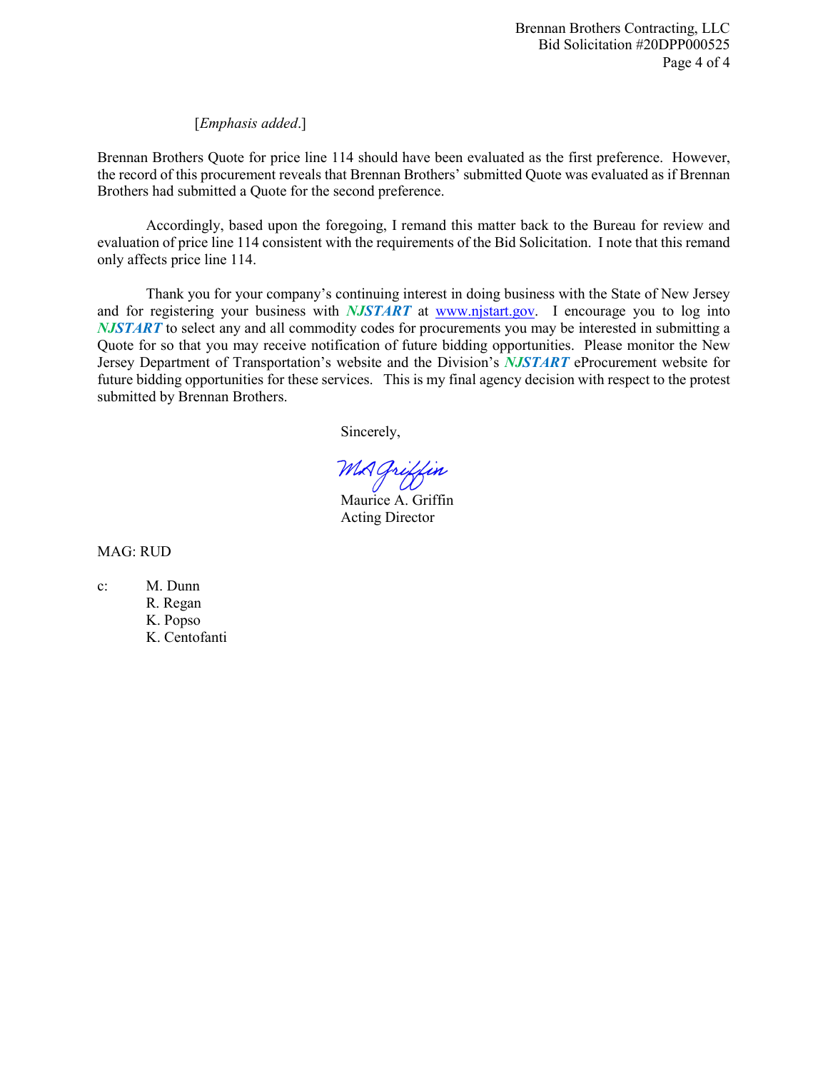[*Emphasis added*.]

Brennan Brothers Quote for price line 114 should have been evaluated as the first preference. However, the record of this procurement reveals that Brennan Brothers' submitted Quote was evaluated as if Brennan Brothers had submitted a Quote for the second preference.

Accordingly, based upon the foregoing, I remand this matter back to the Bureau for review and evaluation of price line 114 consistent with the requirements of the Bid Solicitation. I note that this remand only affects price line 114.

Thank you for your company's continuing interest in doing business with the State of New Jersey and for registering your business with ***NJSTART*** at www.njstart.gov. I encourage you to log into ***NJSTART*** to select any and all commodity codes for procurements you may be interested in submitting a Quote for so that you may receive notification of future bidding opportunities. Please monitor the New Jersey Department of Transportation's website and the Division's ***NJSTART*** eProcurement website for future bidding opportunities for these services. This is my final agency decision with respect to the protest submitted by Brennan Brothers.

Sincerely,

MA Griffin

Maurice A. Griffin
Acting Director

MAG: RUD

c: M. Dunn
R. Regan
K. Popso
K. Centofanti